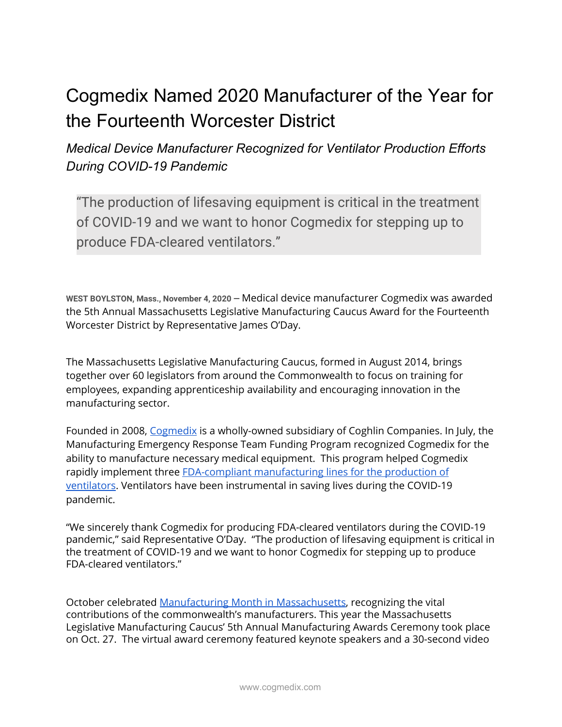# Cogmedix Named 2020 Manufacturer of the Year for the Fourteenth Worcester District

*Medical Device Manufacturer Recognized for Ventilator Production Efforts During COVID-19 Pandemic*

> "The production of lifesaving equipment is critical in the treatment of COVID-19 and we want to honor Cogmedix for stepping up to produce FDA-cleared ventilators."

**WEST BOYLSTON, Mass., November 4, 2020** – Medical device manufacturer Cogmedix was awarded the 5th Annual Massachusetts Legislative Manufacturing Caucus Award for the Fourteenth Worcester District by Representative James O'Day.

The Massachusetts Legislative Manufacturing Caucus, formed in August 2014, brings together over 60 legislators from around the Commonwealth to focus on training for employees, expanding apprenticeship availability and encouraging innovation in the manufacturing sector.

Founded in 2008, Cogmedix is a wholly-owned subsidiary of Coghlin Companies. In July, the Manufacturing Emergency Response Team Funding Program recognized Cogmedix for the ability to manufacture necessary medical equipment. This program helped Cogmedix rapidly implement three FDA-compliant manufacturing lines for the production of ventilators. Ventilators have been instrumental in saving lives during the COVID-19 pandemic.

"We sincerely thank Cogmedix for producing FDA-cleared ventilators during the COVID-19 pandemic," said Representative O'Day. "The production of lifesaving equipment is critical in the treatment of COVID-19 and we want to honor Cogmedix for stepping up to produce FDA-cleared ventilators."

October celebrated Manufacturing Month in Massachusetts, recognizing the vital contributions of the commonwealth's manufacturers. This year the Massachusetts Legislative Manufacturing Caucus' 5th Annual Manufacturing Awards Ceremony took place on Oct. 27. The virtual award ceremony featured keynote speakers and a 30-second video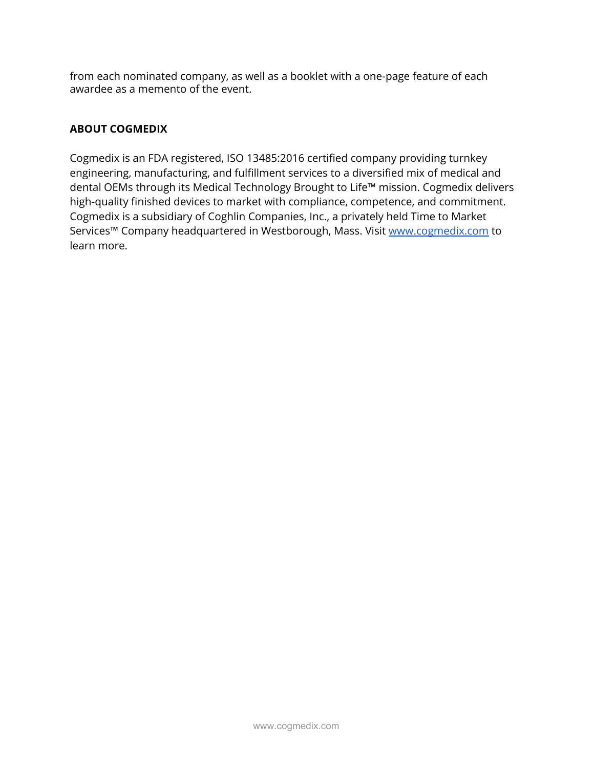from each nominated company, as well as a booklet with a one-page feature of each awardee as a memento of the event.

**ABOUT COGMEDIX**

Cogmedix is an FDA registered, ISO 13485:2016 certified company providing turnkey engineering, manufacturing, and fulfillment services to a diversified mix of medical and dental OEMs through its Medical Technology Brought to Life™ mission. Cogmedix delivers high-quality finished devices to market with compliance, competence, and commitment. Cogmedix is a subsidiary of Coghlin Companies, Inc., a privately held Time to Market Services™ Company headquartered in Westborough, Mass. Visit [www.cogmedix.com](http://www.cogmedix.com) to learn more.